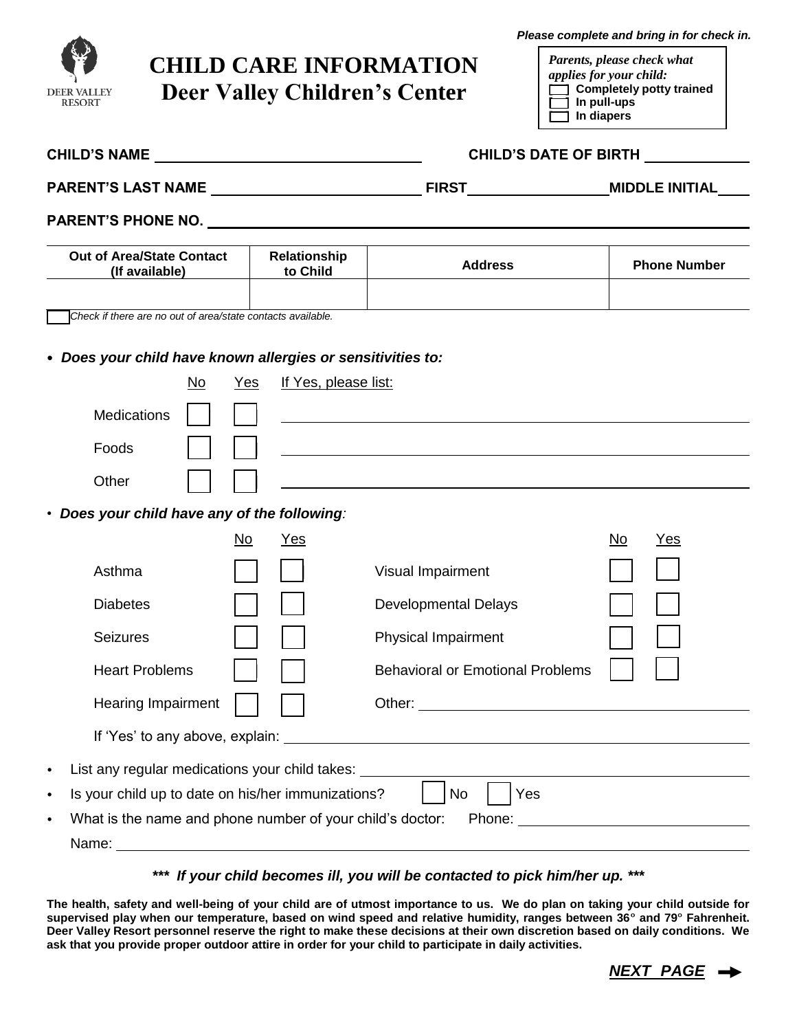*Please complete and bring in for check in.*

DEER VALLEY RESORT

# CHILD CARE INFORMATION
## Deer Valley Children's Center

*Parents, please check what applies for your child:*
- ☐ **Completely potty trained**
- ☐ **In pull-ups**
- ☐ **In diapers**

**CHILD'S NAME** ______________________ **CHILD'S DATE OF BIRTH** ____________

**PARENT'S LAST NAME** ______________________ **FIRST** ______________ **MIDDLE INITIAL** ____

**PARENT'S PHONE NO.** ______________________________________________

| Out of Area/State Contact (If available) | Relationship to Child | Address | Phone Number |
|---|---|---|---|
| | | | |

☐ *Check if there are no out of area/state contacts available.*

- ***Does your child have known allergies or sensitivities to:***

| | No | Yes | If Yes, please list: |
|---|---|---|---|
| Medications | ☐ | ☐ | |
| Foods | ☐ | ☐ | |
| Other | ☐ | ☐ | |

- ***Does your child have any of the following:***

| | No | Yes | | No | Yes |
|---|---|---|---|---|---|
| Asthma | ☐ | ☐ | Visual Impairment | ☐ | ☐ |
| Diabetes | ☐ | ☐ | Developmental Delays | ☐ | ☐ |
| Seizures | ☐ | ☐ | Physical Impairment | ☐ | ☐ |
| Heart Problems | ☐ | ☐ | Behavioral or Emotional Problems | ☐ | ☐ |
| Hearing Impairment | ☐ | ☐ | Other: ______________ | | |

If 'Yes' to any above, explain: ______________________________________________

- List any regular medications your child takes: ______________________________________________
- Is your child up to date on his/her immunizations? ☐ No ☐ Yes
- What is the name and phone number of your child's doctor: Phone: ______________________

  Name: ______________________________________________

***\*\*\* If your child becomes ill, you will be contacted to pick him/her up. \*\*\****

**The health, safety and well-being of your child are of utmost importance to us. We do plan on taking your child outside for supervised play when our temperature, based on wind speed and relative humidity, ranges between 36° and 79° Fahrenheit. Deer Valley Resort personnel reserve the right to make these decisions at their own discretion based on daily conditions. We ask that you provide proper outdoor attire in order for your child to participate in daily activities.**

***NEXT PAGE*** ➡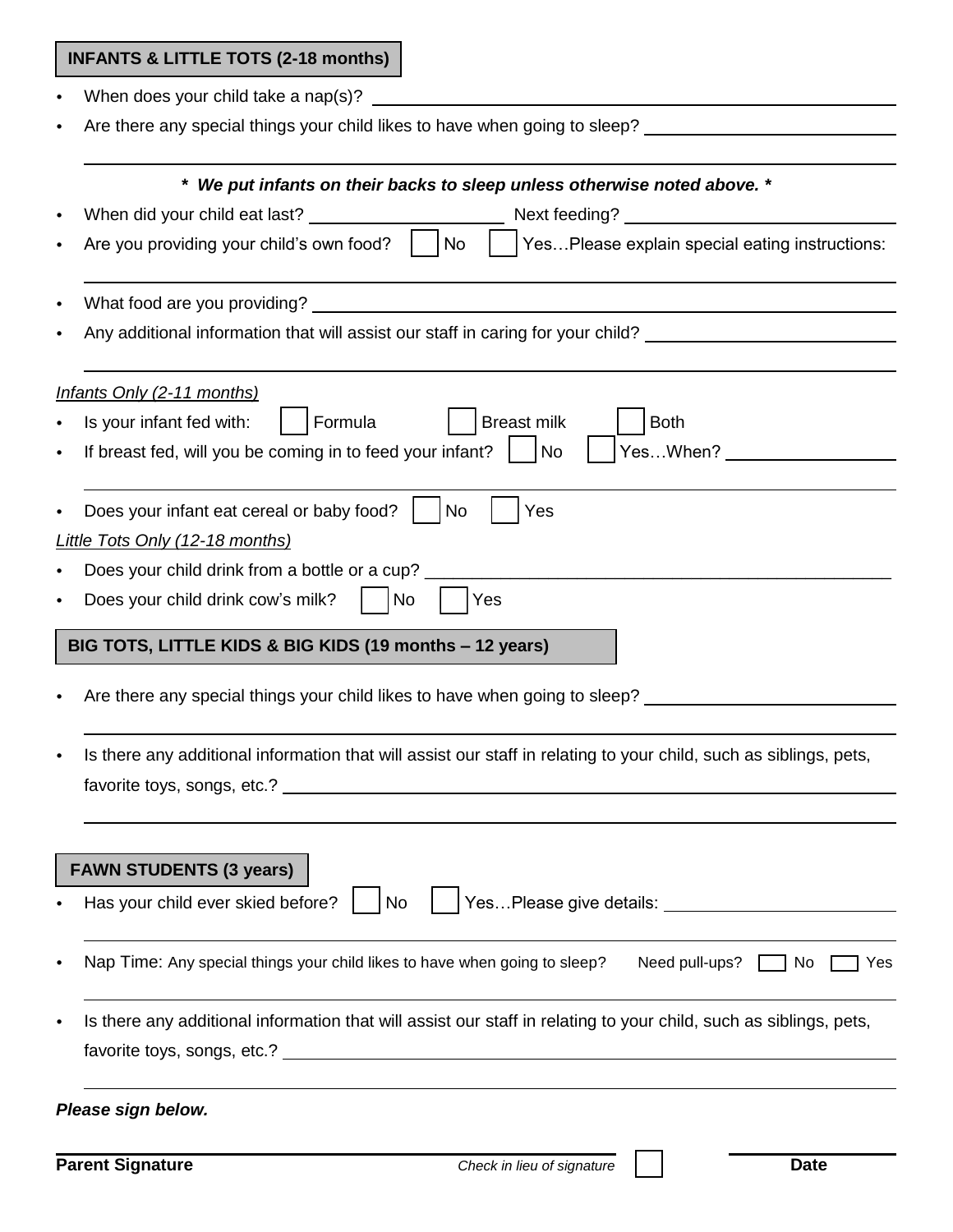## INFANTS & LITTLE TOTS (2-18 months)

- When does your child take a nap(s)? \_\_\_\_\_\_\_\_\_\_\_\_\_\_\_\_\_\_\_\_
- Are there any special things your child likes to have when going to sleep? \_\_\_\_\_\_\_\_\_\_\_\_\_\_\_\_\_\_\_\_

***\* We put infants on their backs to sleep unless otherwise noted above. \****

- When did your child eat last? \_\_\_\_\_\_\_\_\_\_\_\_\_\_\_\_\_\_\_\_ Next feeding? \_\_\_\_\_\_\_\_\_\_\_\_\_\_\_\_\_\_\_\_
- Are you providing your child's own food? ☐ No ☐ Yes…Please explain special eating instructions:
- What food are you providing? \_\_\_\_\_\_\_\_\_\_\_\_\_\_\_\_\_\_\_\_
- Any additional information that will assist our staff in caring for your child? \_\_\_\_\_\_\_\_\_\_\_\_\_\_\_\_\_\_\_\_

*Infants Only (2-11 months)*

- Is your infant fed with: ☐ Formula ☐ Breast milk ☐ Both
- If breast fed, will you be coming in to feed your infant? ☐ No ☐ Yes…When? \_\_\_\_\_\_\_\_\_\_\_\_\_\_\_\_\_\_\_\_
- Does your infant eat cereal or baby food? ☐ No ☐ Yes

*Little Tots Only (12-18 months)*

- Does your child drink from a bottle or a cup? \_\_\_\_\_\_\_\_\_\_\_\_\_\_\_\_\_\_\_\_
- Does your child drink cow's milk? ☐ No ☐ Yes

## BIG TOTS, LITTLE KIDS & BIG KIDS (19 months – 12 years)

- Are there any special things your child likes to have when going to sleep? \_\_\_\_\_\_\_\_\_\_\_\_\_\_\_\_\_\_\_\_
- Is there any additional information that will assist our staff in relating to your child, such as siblings, pets, favorite toys, songs, etc.? \_\_\_\_\_\_\_\_\_\_\_\_\_\_\_\_\_\_\_\_

## FAWN STUDENTS (3 years)

- Has your child ever skied before? ☐ No ☐ Yes…Please give details: \_\_\_\_\_\_\_\_\_\_\_\_\_\_\_\_\_\_\_\_
- Nap Time: Any special things your child likes to have when going to sleep? Need pull-ups? ☐ No ☐ Yes
- Is there any additional information that will assist our staff in relating to your child, such as siblings, pets, favorite toys, songs, etc.? \_\_\_\_\_\_\_\_\_\_\_\_\_\_\_\_\_\_\_\_

***Please sign below.***

\_\_\_\_\_\_\_\_\_\_\_\_\_\_\_\_\_\_\_\_ \_\_\_\_\_\_\_\_\_\_\_\_

**Parent Signature** *Check in lieu of signature* ☐ **Date**